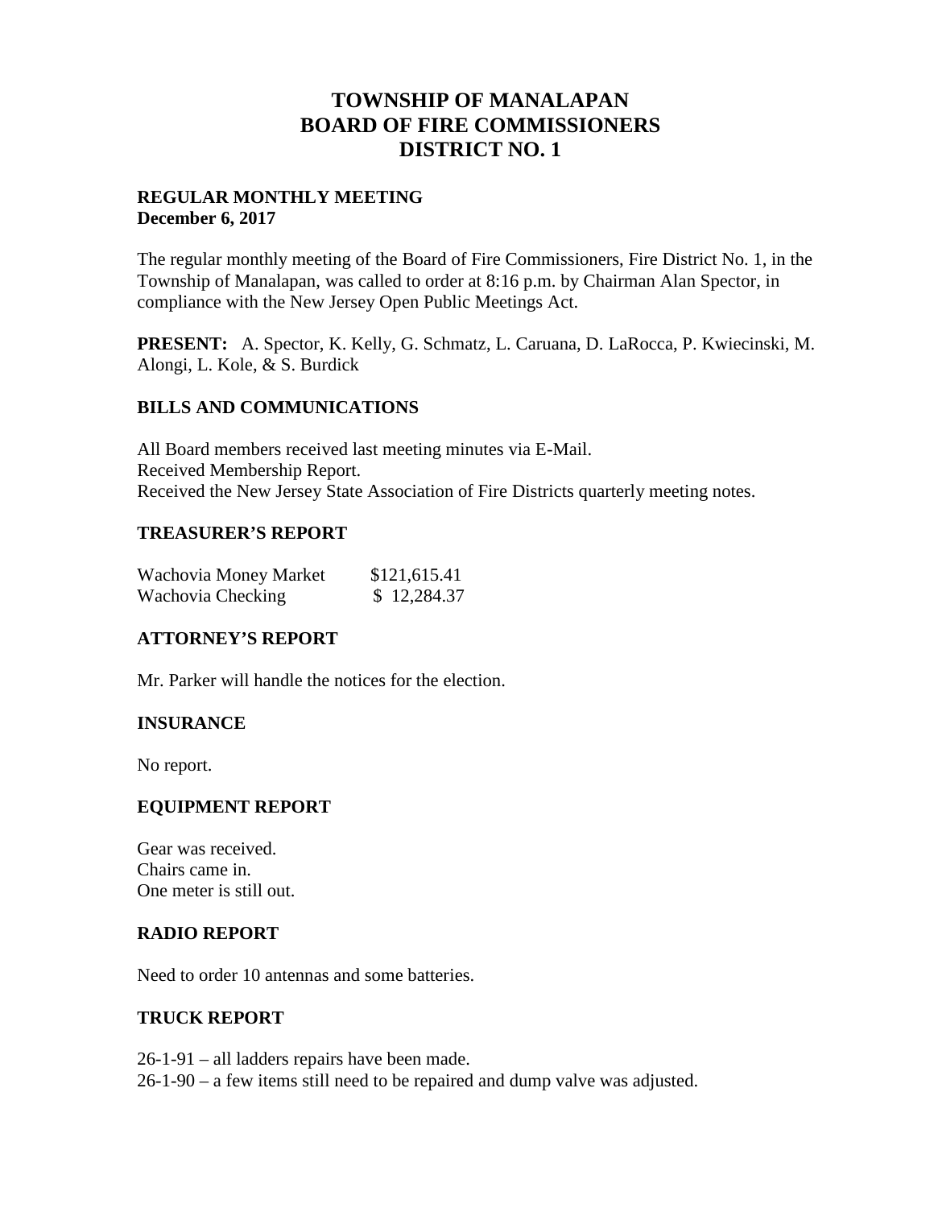# TOWNSHIP OF MANALAPAN
# BOARD OF FIRE COMMISSIONERS
# DISTRICT NO. 1

**REGULAR MONTHLY MEETING**
**December 6, 2017**

The regular monthly meeting of the Board of Fire Commissioners, Fire District No. 1, in the Township of Manalapan, was called to order at 8:16 p.m. by Chairman Alan Spector, in compliance with the New Jersey Open Public Meetings Act.

**PRESENT:** A. Spector, K. Kelly, G. Schmatz, L. Caruana, D. LaRocca, P. Kwiecinski, M. Alongi, L. Kole, & S. Burdick

## BILLS AND COMMUNICATIONS

All Board members received last meeting minutes via E-Mail.
Received Membership Report.
Received the New Jersey State Association of Fire Districts quarterly meeting notes.

## TREASURER'S REPORT

| | |
|---|---|
| Wachovia Money Market | $121,615.41 |
| Wachovia Checking | $ 12,284.37 |

## ATTORNEY'S REPORT

Mr. Parker will handle the notices for the election.

## INSURANCE

No report.

## EQUIPMENT REPORT

Gear was received.
Chairs came in.
One meter is still out.

## RADIO REPORT

Need to order 10 antennas and some batteries.

## TRUCK REPORT

26-1-91 – all ladders repairs have been made.
26-1-90 – a few items still need to be repaired and dump valve was adjusted.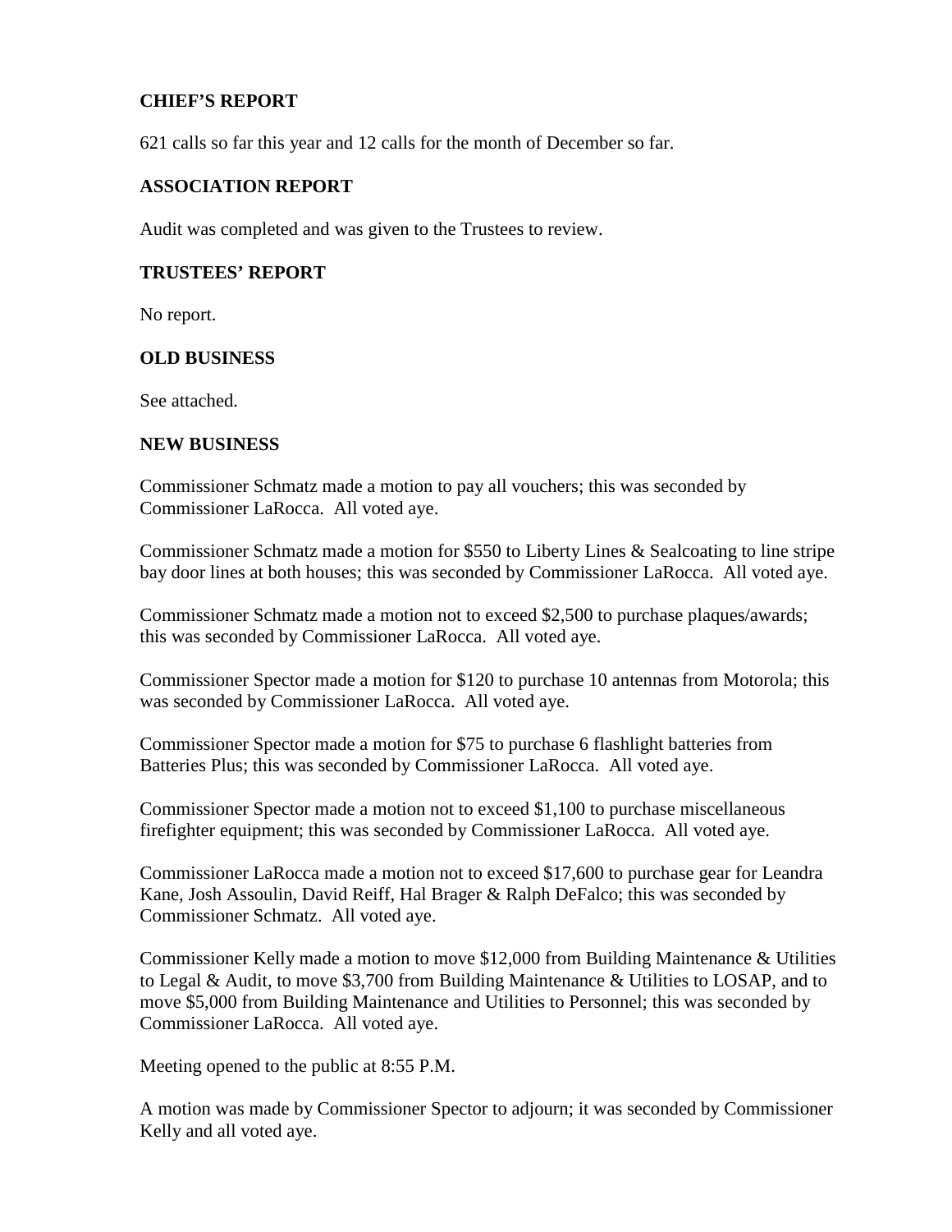## CHIEF'S REPORT

621 calls so far this year and 12 calls for the month of December so far.

## ASSOCIATION REPORT

Audit was completed and was given to the Trustees to review.

## TRUSTEES' REPORT

No report.

## OLD BUSINESS

See attached.

## NEW BUSINESS

Commissioner Schmatz made a motion to pay all vouchers; this was seconded by Commissioner LaRocca. All voted aye.

Commissioner Schmatz made a motion for $550 to Liberty Lines & Sealcoating to line stripe bay door lines at both houses; this was seconded by Commissioner LaRocca. All voted aye.

Commissioner Schmatz made a motion not to exceed $2,500 to purchase plaques/awards; this was seconded by Commissioner LaRocca. All voted aye.

Commissioner Spector made a motion for $120 to purchase 10 antennas from Motorola; this was seconded by Commissioner LaRocca. All voted aye.

Commissioner Spector made a motion for $75 to purchase 6 flashlight batteries from Batteries Plus; this was seconded by Commissioner LaRocca. All voted aye.

Commissioner Spector made a motion not to exceed $1,100 to purchase miscellaneous firefighter equipment; this was seconded by Commissioner LaRocca. All voted aye.

Commissioner LaRocca made a motion not to exceed $17,600 to purchase gear for Leandra Kane, Josh Assoulin, David Reiff, Hal Brager & Ralph DeFalco; this was seconded by Commissioner Schmatz. All voted aye.

Commissioner Kelly made a motion to move $12,000 from Building Maintenance & Utilities to Legal & Audit, to move $3,700 from Building Maintenance & Utilities to LOSAP, and to move $5,000 from Building Maintenance and Utilities to Personnel; this was seconded by Commissioner LaRocca. All voted aye.

Meeting opened to the public at 8:55 P.M.

A motion was made by Commissioner Spector to adjourn; it was seconded by Commissioner Kelly and all voted aye.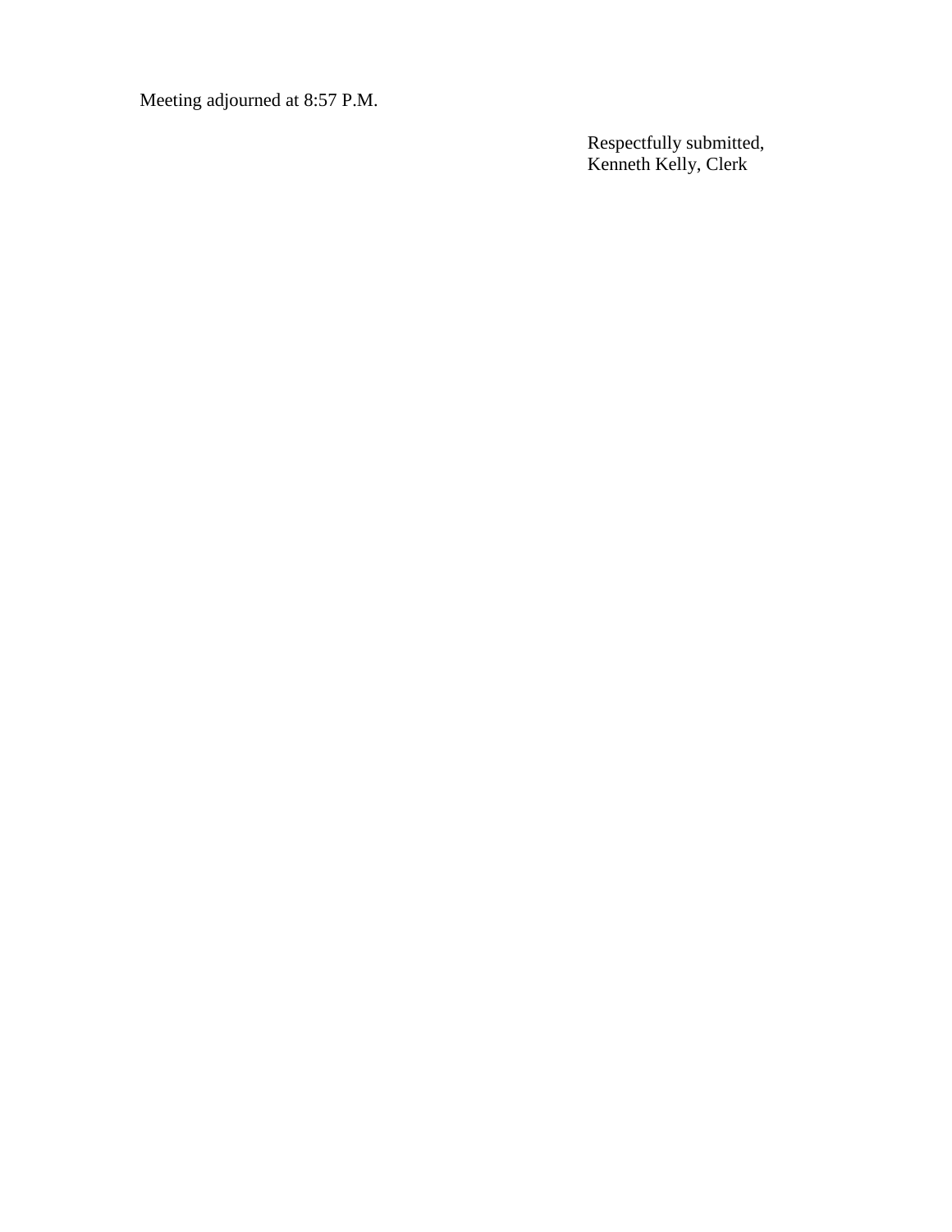Meeting adjourned at 8:57 P.M.

Respectfully submitted,
Kenneth Kelly, Clerk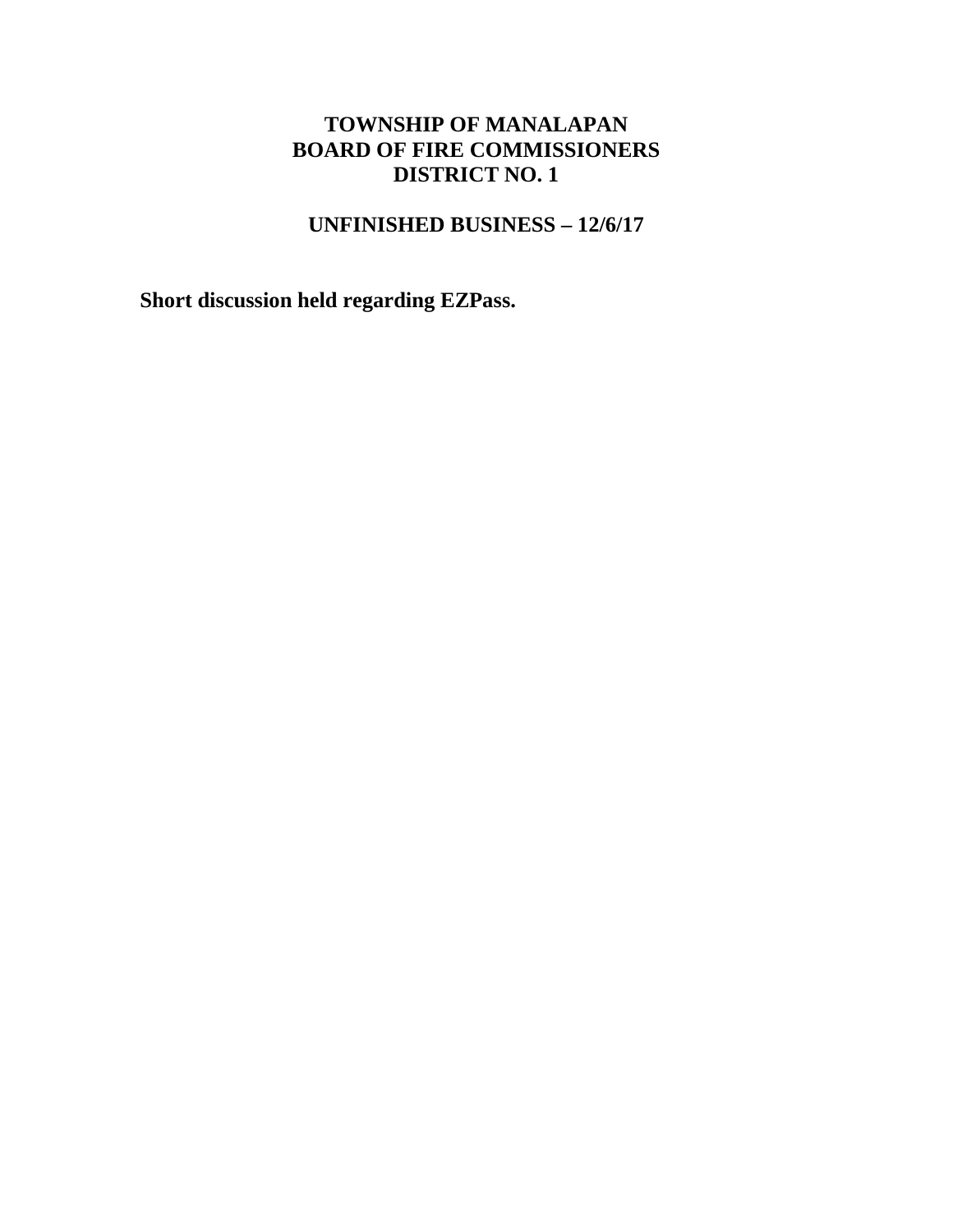# TOWNSHIP OF MANALAPAN
# BOARD OF FIRE COMMISSIONERS
# DISTRICT NO. 1

## UNFINISHED BUSINESS – 12/6/17

**Short discussion held regarding EZPass.**